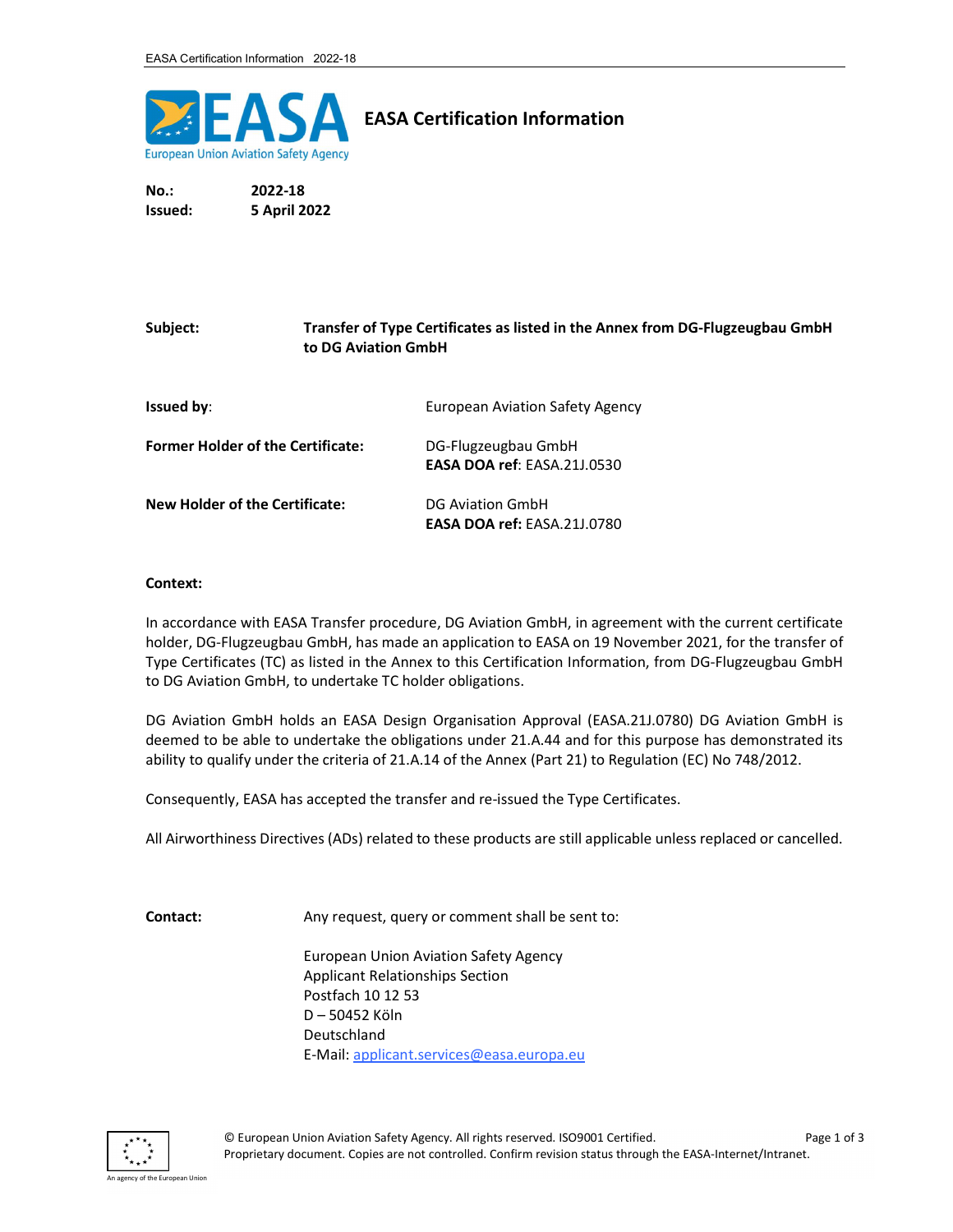# EASA Certification Information

**No.:** 2022-18
**Issued:** 5 April 2022

**Subject:** **Transfer of Type Certificates as listed in the Annex from DG-Flugzeugbau GmbH to DG Aviation GmbH**

**Issued by**: European Aviation Safety Agency

**Former Holder of the Certificate:** DG-Flugzeugbau GmbH
**EASA DOA ref**: EASA.21J.0530

**New Holder of the Certificate:** DG Aviation GmbH
**EASA DOA ref:** EASA.21J.0780

**Context:**

In accordance with EASA Transfer procedure, DG Aviation GmbH, in agreement with the current certificate holder, DG-Flugzeugbau GmbH, has made an application to EASA on 19 November 2021, for the transfer of Type Certificates (TC) as listed in the Annex to this Certification Information, from DG-Flugzeugbau GmbH to DG Aviation GmbH, to undertake TC holder obligations.

DG Aviation GmbH holds an EASA Design Organisation Approval (EASA.21J.0780) DG Aviation GmbH is deemed to be able to undertake the obligations under 21.A.44 and for this purpose has demonstrated its ability to qualify under the criteria of 21.A.14 of the Annex (Part 21) to Regulation (EC) No 748/2012.

Consequently, EASA has accepted the transfer and re-issued the Type Certificates.

All Airworthiness Directives (ADs) related to these products are still applicable unless replaced or cancelled.

**Contact:** Any request, query or comment shall be sent to:

European Union Aviation Safety Agency
Applicant Relationships Section
Postfach 10 12 53
D – 50452 Köln
Deutschland
E-Mail: applicant.services@easa.europa.eu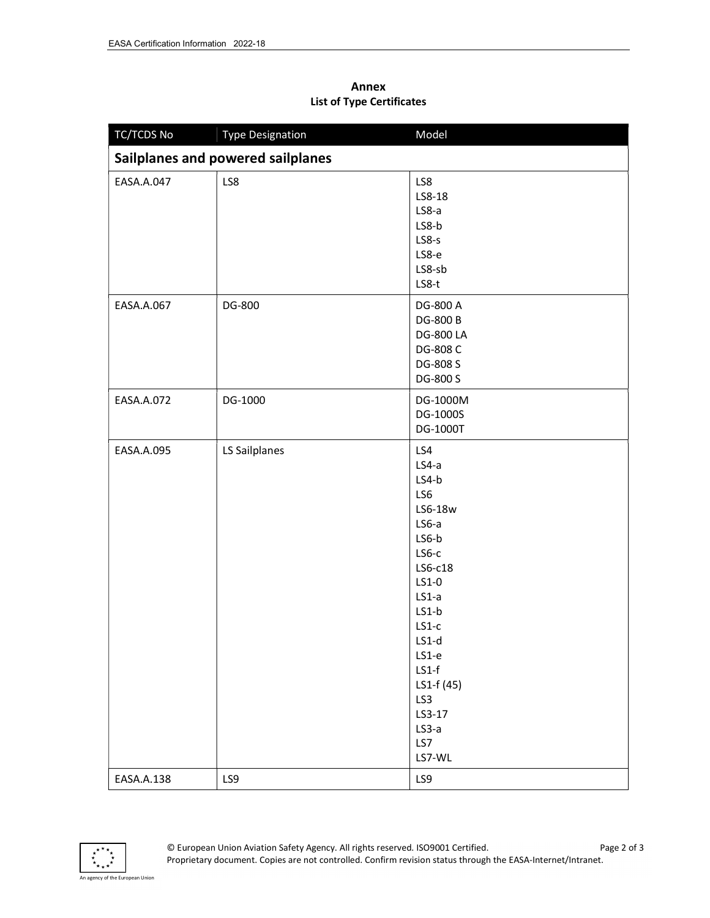**Annex**
**List of Type Certificates**

| TC/TCDS No | Type Designation | Model |
|---|---|---|
| **Sailplanes and powered sailplanes** | | |
| EASA.A.047 | LS8 | LS8<br>LS8-18<br>LS8-a<br>LS8-b<br>LS8-s<br>LS8-e<br>LS8-sb<br>LS8-t |
| EASA.A.067 | DG-800 | DG-800 A<br>DG-800 B<br>DG-800 LA<br>DG-808 C<br>DG-808 S<br>DG-800 S |
| EASA.A.072 | DG-1000 | DG-1000M<br>DG-1000S<br>DG-1000T |
| EASA.A.095 | LS Sailplanes | LS4<br>LS4-a<br>LS4-b<br>LS6<br>LS6-18w<br>LS6-a<br>LS6-b<br>LS6-c<br>LS6-c18<br>LS1-0<br>LS1-a<br>LS1-b<br>LS1-c<br>LS1-d<br>LS1-e<br>LS1-f<br>LS1-f (45)<br>LS3<br>LS3-17<br>LS3-a<br>LS7<br>LS7-WL |
| EASA.A.138 | LS9 | LS9 |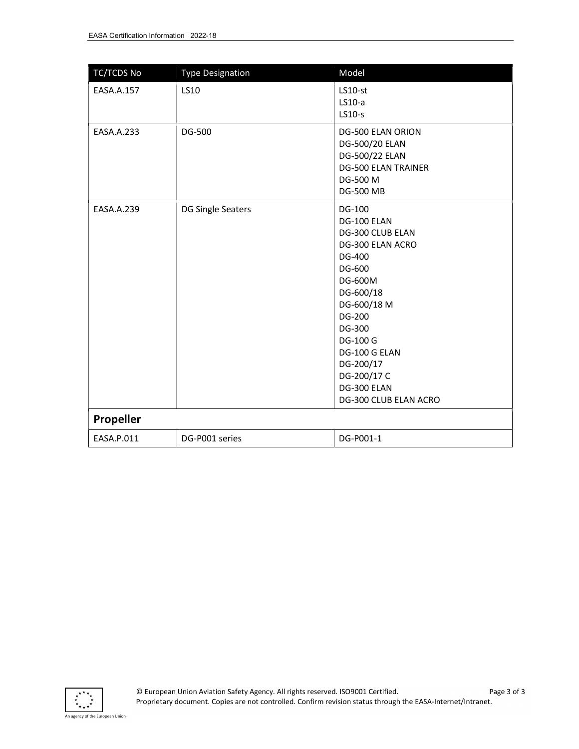| TC/TCDS No | Type Designation | Model |
|---|---|---|
| EASA.A.157 | LS10 | LS10-st<br>LS10-a<br>LS10-s |
| EASA.A.233 | DG-500 | DG-500 ELAN ORION<br>DG-500/20 ELAN<br>DG-500/22 ELAN<br>DG-500 ELAN TRAINER<br>DG-500 M<br>DG-500 MB |
| EASA.A.239 | DG Single Seaters | DG-100<br>DG-100 ELAN<br>DG-300 CLUB ELAN<br>DG-300 ELAN ACRO<br>DG-400<br>DG-600<br>DG-600M<br>DG-600/18<br>DG-600/18 M<br>DG-200<br>DG-300<br>DG-100 G<br>DG-100 G ELAN<br>DG-200/17<br>DG-200/17 C<br>DG-300 ELAN<br>DG-300 CLUB ELAN ACRO |
| **Propeller** | | |
| EASA.P.011 | DG-P001 series | DG-P001-1 |